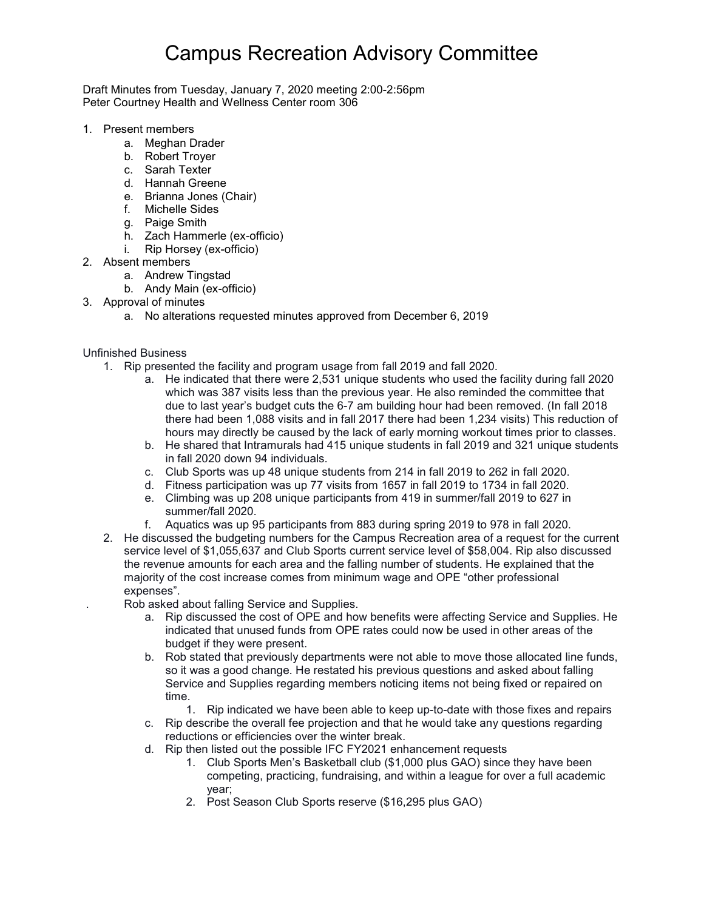# Campus Recreation Advisory Committee

Draft Minutes from Tuesday, January 7, 2020 meeting 2:00-2:56pm
Peter Courtney Health and Wellness Center room 306

1. Present members
    a. Meghan Drader
    b. Robert Troyer
    c. Sarah Texter
    d. Hannah Greene
    e. Brianna Jones (Chair)
    f. Michelle Sides
    g. Paige Smith
    h. Zach Hammerle (ex-officio)
    i. Rip Horsey (ex-officio)
2. Absent members
    a. Andrew Tingstad
    b. Andy Main (ex-officio)
3. Approval of minutes
    a. No alterations requested minutes approved from December 6, 2019

Unfinished Business

1. Rip presented the facility and program usage from fall 2019 and fall 2020.
    a. He indicated that there were 2,531 unique students who used the facility during fall 2020 which was 387 visits less than the previous year. He also reminded the committee that due to last year's budget cuts the 6-7 am building hour had been removed. (In fall 2018 there had been 1,088 visits and in fall 2017 there had been 1,234 visits) This reduction of hours may directly be caused by the lack of early morning workout times prior to classes.
    b. He shared that Intramurals had 415 unique students in fall 2019 and 321 unique students in fall 2020 down 94 individuals.
    c. Club Sports was up 48 unique students from 214 in fall 2019 to 262 in fall 2020.
    d. Fitness participation was up 77 visits from 1657 in fall 2019 to 1734 in fall 2020.
    e. Climbing was up 208 unique participants from 419 in summer/fall 2019 to 627 in summer/fall 2020.
    f. Aquatics was up 95 participants from 883 during spring 2019 to 978 in fall 2020.
2. He discussed the budgeting numbers for the Campus Recreation area of a request for the current service level of $1,055,637 and Club Sports current service level of $58,004. Rip also discussed the revenue amounts for each area and the falling number of students. He explained that the majority of the cost increase comes from minimum wage and OPE "other professional expenses".

. Rob asked about falling Service and Supplies.

    a. Rip discussed the cost of OPE and how benefits were affecting Service and Supplies. He indicated that unused funds from OPE rates could now be used in other areas of the budget if they were present.
    b. Rob stated that previously departments were not able to move those allocated line funds, so it was a good change. He restated his previous questions and asked about falling Service and Supplies regarding members noticing items not being fixed or repaired on time.
        1. Rip indicated we have been able to keep up-to-date with those fixes and repairs
    c. Rip describe the overall fee projection and that he would take any questions regarding reductions or efficiencies over the winter break.
    d. Rip then listed out the possible IFC FY2021 enhancement requests
        1. Club Sports Men's Basketball club ($1,000 plus GAO) since they have been competing, practicing, fundraising, and within a league for over a full academic year;
        2. Post Season Club Sports reserve ($16,295 plus GAO)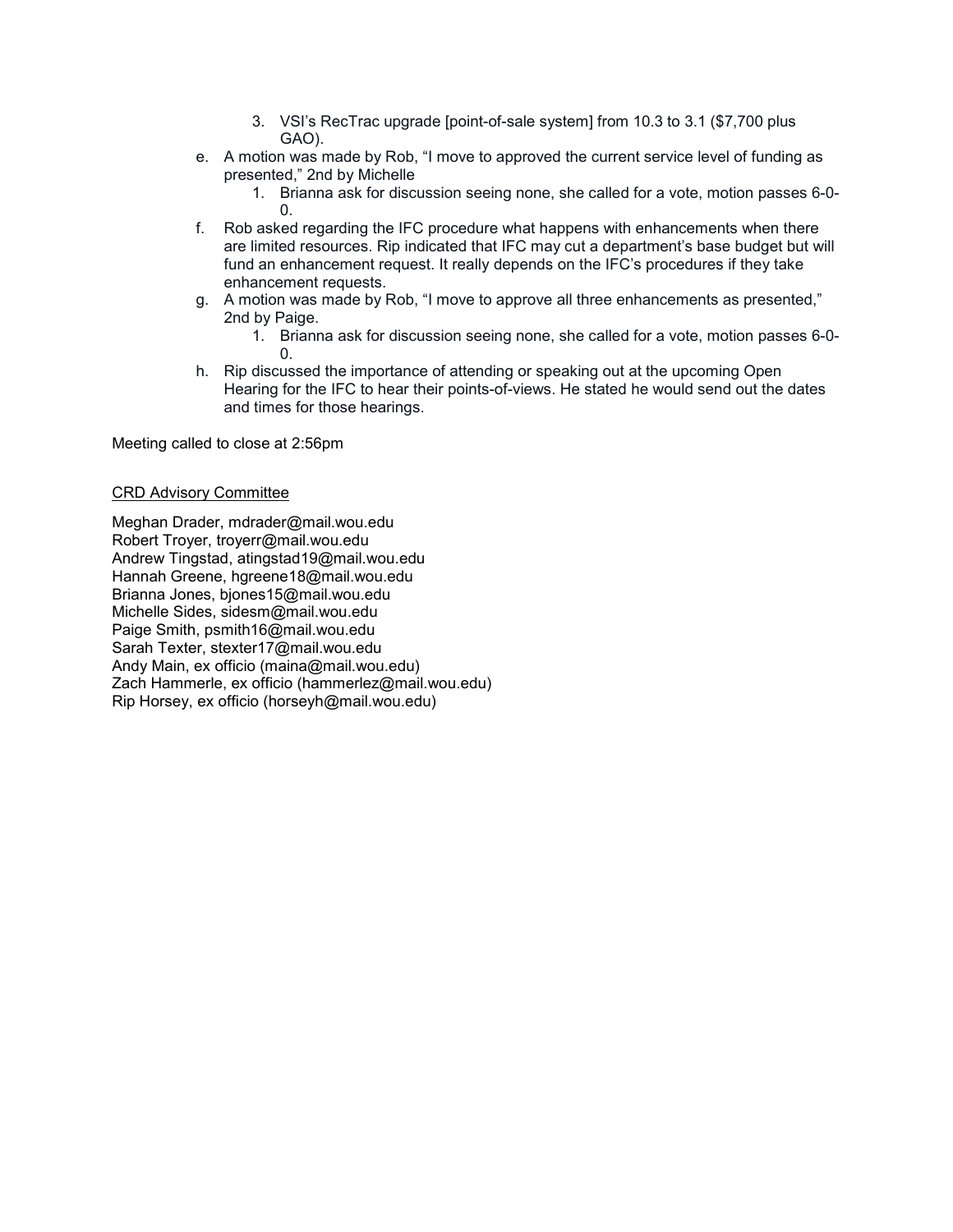3. VSI's RecTrac upgrade [point-of-sale system] from 10.3 to 3.1 ($7,700 plus GAO).

e. A motion was made by Rob, "I move to approved the current service level of funding as presented," 2nd by Michelle
   1. Brianna ask for discussion seeing none, she called for a vote, motion passes 6-0-0.

f. Rob asked regarding the IFC procedure what happens with enhancements when there are limited resources. Rip indicated that IFC may cut a department's base budget but will fund an enhancement request. It really depends on the IFC's procedures if they take enhancement requests.

g. A motion was made by Rob, "I move to approve all three enhancements as presented," 2nd by Paige.
   1. Brianna ask for discussion seeing none, she called for a vote, motion passes 6-0-0.

h. Rip discussed the importance of attending or speaking out at the upcoming Open Hearing for the IFC to hear their points-of-views. He stated he would send out the dates and times for those hearings.

Meeting called to close at 2:56pm

<u>CRD Advisory Committee</u>

Meghan Drader, mdrader@mail.wou.edu
Robert Troyer, troyerr@mail.wou.edu
Andrew Tingstad, atingstad19@mail.wou.edu
Hannah Greene, hgreene18@mail.wou.edu
Brianna Jones, bjones15@mail.wou.edu
Michelle Sides, sidesm@mail.wou.edu
Paige Smith, psmith16@mail.wou.edu
Sarah Texter, stexter17@mail.wou.edu
Andy Main, ex officio (maina@mail.wou.edu)
Zach Hammerle, ex officio (hammerlez@mail.wou.edu)
Rip Horsey, ex officio (horseyh@mail.wou.edu)